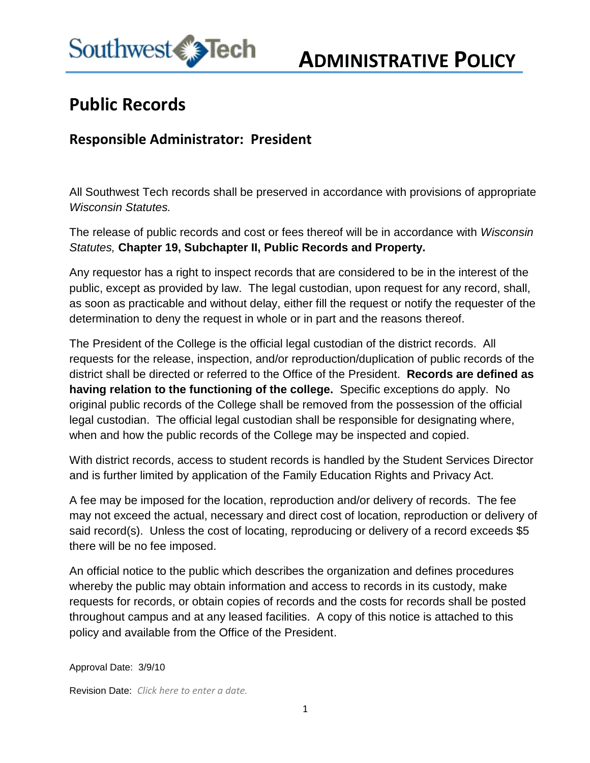Southwest Tech

# ADMINISTRATIVE POLICY

## Public Records

### Responsible Administrator: President

All Southwest Tech records shall be preserved in accordance with provisions of appropriate *Wisconsin Statutes.*

The release of public records and cost or fees thereof will be in accordance with *Wisconsin Statutes,* **Chapter 19, Subchapter II, Public Records and Property.**

Any requestor has a right to inspect records that are considered to be in the interest of the public, except as provided by law. The legal custodian, upon request for any record, shall, as soon as practicable and without delay, either fill the request or notify the requester of the determination to deny the request in whole or in part and the reasons thereof.

The President of the College is the official legal custodian of the district records. All requests for the release, inspection, and/or reproduction/duplication of public records of the district shall be directed or referred to the Office of the President. **Records are defined as having relation to the functioning of the college.** Specific exceptions do apply. No original public records of the College shall be removed from the possession of the official legal custodian. The official legal custodian shall be responsible for designating where, when and how the public records of the College may be inspected and copied.

With district records, access to student records is handled by the Student Services Director and is further limited by application of the Family Education Rights and Privacy Act.

A fee may be imposed for the location, reproduction and/or delivery of records. The fee may not exceed the actual, necessary and direct cost of location, reproduction or delivery of said record(s). Unless the cost of locating, reproducing or delivery of a record exceeds $5 there will be no fee imposed.

An official notice to the public which describes the organization and defines procedures whereby the public may obtain information and access to records in its custody, make requests for records, or obtain copies of records and the costs for records shall be posted throughout campus and at any leased facilities. A copy of this notice is attached to this policy and available from the Office of the President.

Approval Date: 3/9/10

Revision Date: *Click here to enter a date.*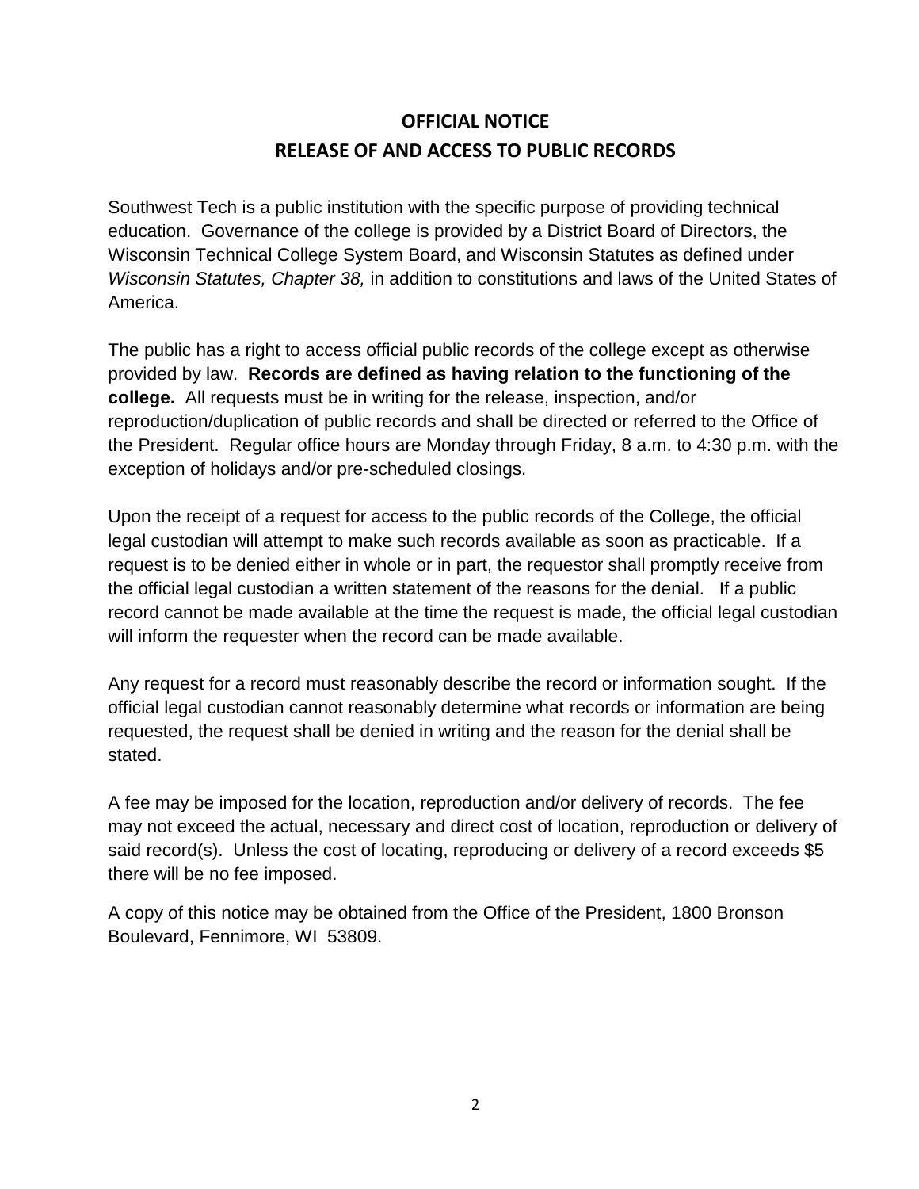# OFFICIAL NOTICE
## RELEASE OF AND ACCESS TO PUBLIC RECORDS

Southwest Tech is a public institution with the specific purpose of providing technical education. Governance of the college is provided by a District Board of Directors, the Wisconsin Technical College System Board, and Wisconsin Statutes as defined under *Wisconsin Statutes, Chapter 38,* in addition to constitutions and laws of the United States of America.

The public has a right to access official public records of the college except as otherwise provided by law. **Records are defined as having relation to the functioning of the college.** All requests must be in writing for the release, inspection, and/or reproduction/duplication of public records and shall be directed or referred to the Office of the President. Regular office hours are Monday through Friday, 8 a.m. to 4:30 p.m. with the exception of holidays and/or pre-scheduled closings.

Upon the receipt of a request for access to the public records of the College, the official legal custodian will attempt to make such records available as soon as practicable. If a request is to be denied either in whole or in part, the requestor shall promptly receive from the official legal custodian a written statement of the reasons for the denial. If a public record cannot be made available at the time the request is made, the official legal custodian will inform the requester when the record can be made available.

Any request for a record must reasonably describe the record or information sought. If the official legal custodian cannot reasonably determine what records or information are being requested, the request shall be denied in writing and the reason for the denial shall be stated.

A fee may be imposed for the location, reproduction and/or delivery of records. The fee may not exceed the actual, necessary and direct cost of location, reproduction or delivery of said record(s). Unless the cost of locating, reproducing or delivery of a record exceeds $5 there will be no fee imposed.

A copy of this notice may be obtained from the Office of the President, 1800 Bronson Boulevard, Fennimore, WI 53809.